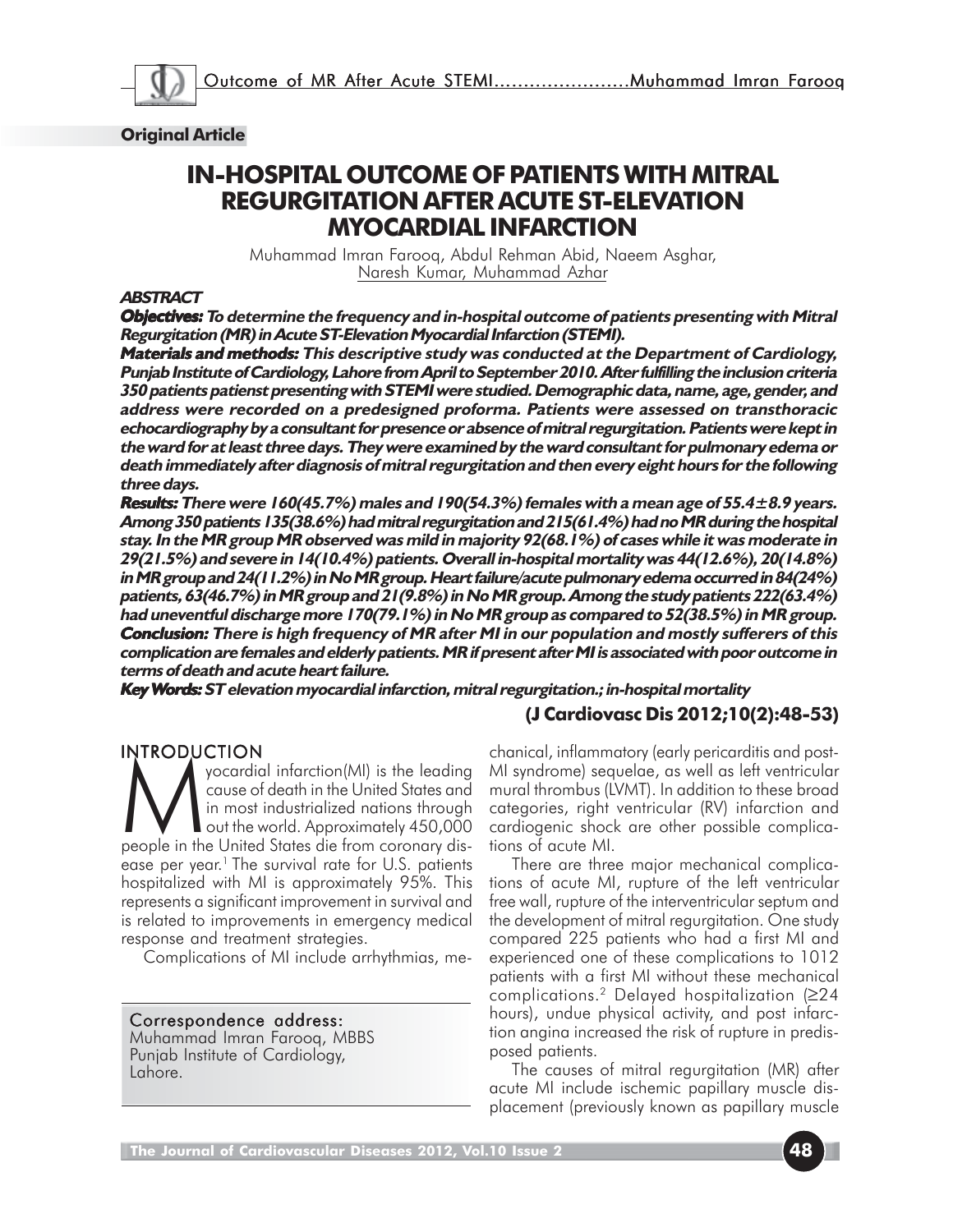**Original Article**

# IN-HOSPITAL OUTCOME OF PATIENTS WITH MITRAL REGURGITATION AFTER ACUTE ST-ELEVATION MYOCARDIAL INFARCTION

Muhammad Imran Farooq, Abdul Rehman Abid, Naeem Asghar, Naresh Kumar, Muhammad Azhar

## ABSTRACT

***Objectives:*** ***To determine the frequency and in-hospital outcome of patients presenting with Mitral Regurgitation (MR) in Acute ST-Elevation Myocardial Infarction (STEMI).***

***Materials and methods:*** ***This descriptive study was conducted at the Department of Cardiology, Punjab Institute of Cardiology, Lahore from April to September 2010. After fulfilling the inclusion criteria 350 patients patienst presenting with STEMI were studied. Demographic data, name, age, gender, and address were recorded on a predesigned proforma. Patients were assessed on transthoracic echocardiography by a consultant for presence or absence of mitral regurgitation. Patients were kept in the ward for at least three days. They were examined by the ward consultant for pulmonary edema or death immediately after diagnosis of mitral regurgitation and then every eight hours for the following three days.***

***Results:*** ***There were 160(45.7%) males and 190(54.3%) females with a mean age of 55.4±8.9 years. Among 350 patients 135(38.6%) had mitral regurgitation and 215(61.4%) had no MR during the hospital stay. In the MR group MR observed was mild in majority 92(68.1%) of cases while it was moderate in 29(21.5%) and severe in 14(10.4%) patients. Overall in-hospital mortality was 44(12.6%), 20(14.8%) in MR group and 24(11.2%) in No MR group. Heart failure/acute pulmonary edema occurred in 84(24%) patients, 63(46.7%) in MR group and 21(9.8%) in No MR group. Among the study patients 222(63.4%) had uneventful discharge more 170(79.1%) in No MR group as compared to 52(38.5%) in MR group.***

***Conclusion:*** ***There is high frequency of MR after MI in our population and mostly sufferers of this complication are females and elderly patients. MR if present after MI is associated with poor outcome in terms of death and acute heart failure.***

***Key Words:*** ***ST elevation myocardial infarction, mitral regurgitation.; in-hospital mortality***

**(J Cardiovasc Dis 2012;10(2):48-53)**

## INTRODUCTION

Myocardial infarction(MI) is the leading cause of death in the United States and in most industrialized nations through out the world. Approximately 450,000 people in the United States die from coronary disease per year.[1] The survival rate for U.S. patients hospitalized with MI is approximately 95%. This represents a significant improvement in survival and is related to improvements in emergency medical response and treatment strategies.

Complications of MI include arrhythmias, mechanical, inflammatory (early pericarditis and post-MI syndrome) sequelae, as well as left ventricular mural thrombus (LVMT). In addition to these broad categories, right ventricular (RV) infarction and cardiogenic shock are other possible complications of acute MI.

There are three major mechanical complications of acute MI, rupture of the left ventricular free wall, rupture of the interventricular septum and the development of mitral regurgitation. One study compared 225 patients who had a first MI and experienced one of these complications to 1012 patients with a first MI without these mechanical complications.[2] Delayed hospitalization (≥24 hours), undue physical activity, and post infarction angina increased the risk of rupture in predisposed patients.

The causes of mitral regurgitation (MR) after acute MI include ischemic papillary muscle displacement (previously known as papillary muscle

Correspondence address:
Muhammad Imran Farooq, MBBS
Punjab Institute of Cardiology,
Lahore.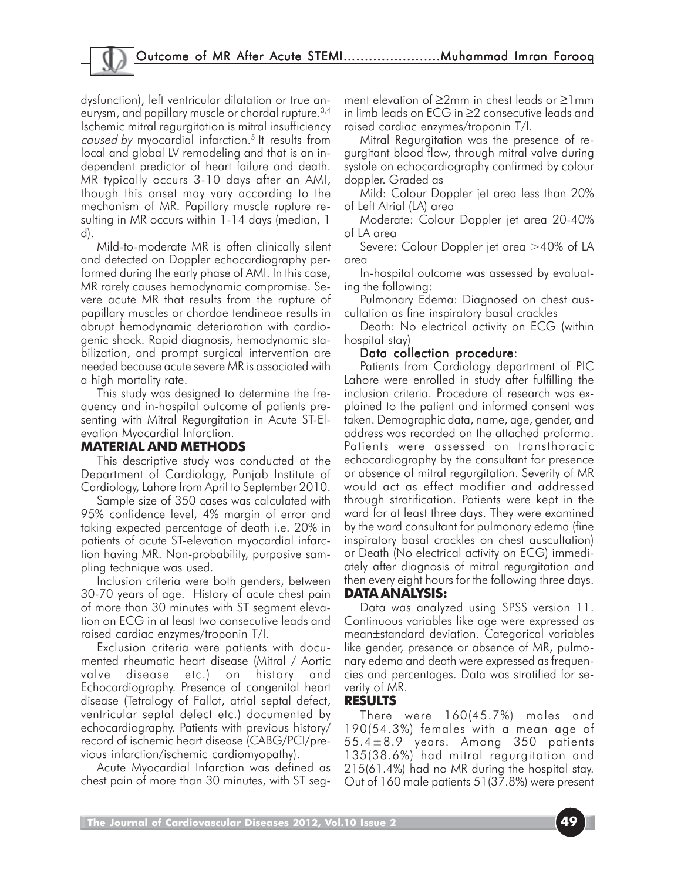dysfunction), left ventricular dilatation or true aneurysm, and papillary muscle or chordal rupture.[3,4] Ischemic mitral regurgitation is mitral insufficiency *caused by* myocardial infarction.[5] It results from local and global LV remodeling and that is an independent predictor of heart failure and death. MR typically occurs 3-10 days after an AMI, though this onset may vary according to the mechanism of MR. Papillary muscle rupture resulting in MR occurs within 1-14 days (median, 1 d).

Mild-to-moderate MR is often clinically silent and detected on Doppler echocardiography performed during the early phase of AMI. In this case, MR rarely causes hemodynamic compromise. Severe acute MR that results from the rupture of papillary muscles or chordae tendineae results in abrupt hemodynamic deterioration with cardiogenic shock. Rapid diagnosis, hemodynamic stabilization, and prompt surgical intervention are needed because acute severe MR is associated with a high mortality rate.

This study was designed to determine the frequency and in-hospital outcome of patients presenting with Mitral Regurgitation in Acute ST-Elevation Myocardial Infarction.

## MATERIAL AND METHODS

This descriptive study was conducted at the Department of Cardiology, Punjab Institute of Cardiology, Lahore from April to September 2010.

Sample size of 350 cases was calculated with 95% confidence level, 4% margin of error and taking expected percentage of death i.e. 20% in patients of acute ST-elevation myocardial infarction having MR. Non-probability, purposive sampling technique was used.

Inclusion criteria were both genders, between 30-70 years of age. History of acute chest pain of more than 30 minutes with ST segment elevation on ECG in at least two consecutive leads and raised cardiac enzymes/troponin T/I.

Exclusion criteria were patients with documented rheumatic heart disease (Mitral / Aortic valve disease etc.) on history and Echocardiography. Presence of congenital heart disease (Tetralogy of Fallot, atrial septal defect, ventricular septal defect etc.) documented by echocardiography. Patients with previous history/record of ischemic heart disease (CABG/PCI/previous infarction/ischemic cardiomyopathy).

Acute Myocardial Infarction was defined as chest pain of more than 30 minutes, with ST segment elevation of ≥2mm in chest leads or ≥1mm in limb leads on ECG in ≥2 consecutive leads and raised cardiac enzymes/troponin T/I.

Mitral Regurgitation was the presence of regurgitant blood flow, through mitral valve during systole on echocardiography confirmed by colour doppler. Graded as

Mild: Colour Doppler jet area less than 20% of Left Atrial (LA) area

Moderate: Colour Doppler jet area 20-40% of LA area

Severe: Colour Doppler jet area >40% of LA area

In-hospital outcome was assessed by evaluating the following:

Pulmonary Edema: Diagnosed on chest auscultation as fine inspiratory basal crackles

Death: No electrical activity on ECG (within hospital stay)

### Data collection procedure:

Patients from Cardiology department of PIC Lahore were enrolled in study after fulfilling the inclusion criteria. Procedure of research was explained to the patient and informed consent was taken. Demographic data, name, age, gender, and address was recorded on the attached proforma. Patients were assessed on transthoracic echocardiography by the consultant for presence or absence of mitral regurgitation. Severity of MR would act as effect modifier and addressed through stratification. Patients were kept in the ward for at least three days. They were examined by the ward consultant for pulmonary edema (fine inspiratory basal crackles on chest auscultation) or Death (No electrical activity on ECG) immediately after diagnosis of mitral regurgitation and then every eight hours for the following three days.

## DATA ANALYSIS:

Data was analyzed using SPSS version 11. Continuous variables like age were expressed as mean±standard deviation. Categorical variables like gender, presence or absence of MR, pulmonary edema and death were expressed as frequencies and percentages. Data was stratified for severity of MR.

## RESULTS

There were 160(45.7%) males and 190(54.3%) females with a mean age of 55.4±8.9 years. Among 350 patients 135(38.6%) had mitral regurgitation and 215(61.4%) had no MR during the hospital stay. Out of 160 male patients 51(37.8%) were present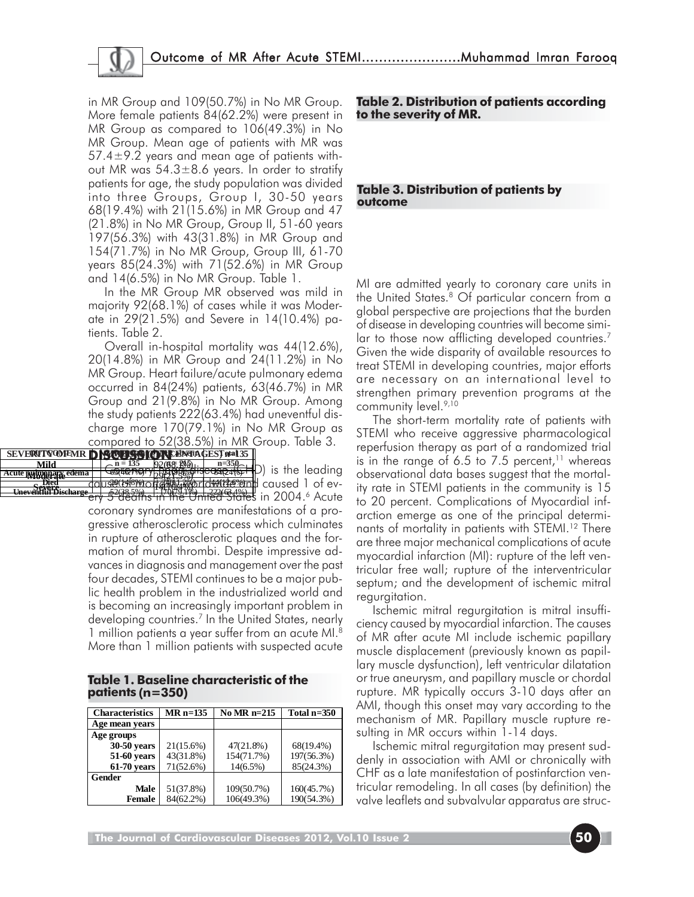in MR Group and 109(50.7%) in No MR Group. More female patients 84(62.2%) were present in MR Group as compared to 106(49.3%) in No MR Group. Mean age of patients with MR was 57.4±9.2 years and mean age of patients without MR was 54.3±8.6 years. In order to stratify patients for age, the study population was divided into three Groups, Group I, 30-50 years 68(19.4%) with 21(15.6%) in MR Group and 47 (21.8%) in No MR Group, Group II, 51-60 years 197(56.3%) with 43(31.8%) in MR Group and 154(71.7%) in No MR Group, Group III, 61-70 years 85(24.3%) with 71(52.6%) in MR Group and 14(6.5%) in No MR Group. Table 1.

In the MR Group MR observed was mild in majority 92(68.1%) of cases while it was Moderate in 29(21.5%) and Severe in 14(10.4%) patients. Table 2.

Overall in-hospital mortality was 44(12.6%), 20(14.8%) in MR Group and 24(11.2%) in No MR Group. Heart failure/acute pulmonary edema occurred in 84(24%) patients, 63(46.7%) in MR Group and 21(9.8%) in No MR Group. Among the study patients 222(63.4%) had uneventful discharge more 170(79.1%) in No MR Group as compared to 52(38.5%) in MR Group. Table 3.

## DISCUSSION

Coronary heart disease (CHD) is the leading cause of mortality worldwide and caused 1 of every 5 deaths in the United States in 2004.[6] Acute coronary syndromes are manifestations of a progressive atherosclerotic process which culminates in rupture of atherosclerotic plaques and the formation of mural thrombi. Despite impressive advances in diagnosis and management over the past four decades, STEMI continues to be a major public health problem in the industrialized world and is becoming an increasingly important problem in developing countries.[7] In the United States, nearly 1 million patients a year suffer from an acute MI.[8] More than 1 million patients with suspected acute MI are admitted yearly to coronary care units in the United States.[8] Of particular concern from a global perspective are projections that the burden of disease in developing countries will become similar to those now afflicting developed countries.[7] Given the wide disparity of available resources to treat STEMI in developing countries, major efforts are necessary on an international level to strengthen primary prevention programs at the community level.[9,10]

**Table 1. Baseline characteristic of the patients (n=350)**

| Characteristics | MR n=135 | No MR n=215 | Total n=350 |
|---|---|---|---|
| **Age mean years** | | | |
| **Age groups** | | | |
| 30-50 years | 21(15.6%) | 47(21.8%) | 68(19.4%) |
| 51-60 years | 43(31.8%) | 154(71.7%) | 197(56.3%) |
| 61-70 years | 71(52.6%) | 14(6.5%) | 85(24.3%) |
| **Gender** | | | |
| Male | 51(37.8%) | 109(50.7%) | 160(45.7%) |
| Female | 84(62.2%) | 106(49.3%) | 190(54.3%) |

**Table 2. Distribution of patients according to the severity of MR.**

| SEVERITY OF MR | PERCENTAGES n=135 |
|---|---|
| Mild | 92(68.1%) |
| Moderate | 29(21.5%) |
| Severe | 14(10.4%) |

**Table 3. Distribution of patients by outcome**

| OUTCOME | MR n=135 | No MR n=215 | Total n=350 |
|---|---|---|---|
| Acute pulmonary edema | 63(46.7%) | 21(9.8%) | 84(24%) |
| Died | 20(14.8%) | 24(11.2%) | 44(12.6%) |
| Uneventful Discharge | 52(38.5%) | 170(79.1%) | 222(63.4%) |

The short-term mortality rate of patients with STEMI who receive aggressive pharmacological reperfusion therapy as part of a randomized trial is in the range of 6.5 to 7.5 percent,[11] whereas observational data bases suggest that the mortality rate in STEMI patients in the community is 15 to 20 percent. Complications of Myocardial infarction emerge as one of the principal determinants of mortality in patients with STEMI.[12] There are three major mechanical complications of acute myocardial infarction (MI): rupture of the left ventricular free wall; rupture of the interventricular septum; and the development of ischemic mitral regurgitation.

Ischemic mitral regurgitation is mitral insufficiency caused by myocardial infarction. The causes of MR after acute MI include ischemic papillary muscle displacement (previously known as papillary muscle dysfunction), left ventricular dilatation or true aneurysm, and papillary muscle or chordal rupture. MR typically occurs 3-10 days after an AMI, though this onset may vary according to the mechanism of MR. Papillary muscle rupture resulting in MR occurs within 1-14 days.

Ischemic mitral regurgitation may present suddenly in association with AMI or chronically with CHF as a late manifestation of postinfarction ventricular remodeling. In all cases (by definition) the valve leaflets and subvalvular apparatus are struc-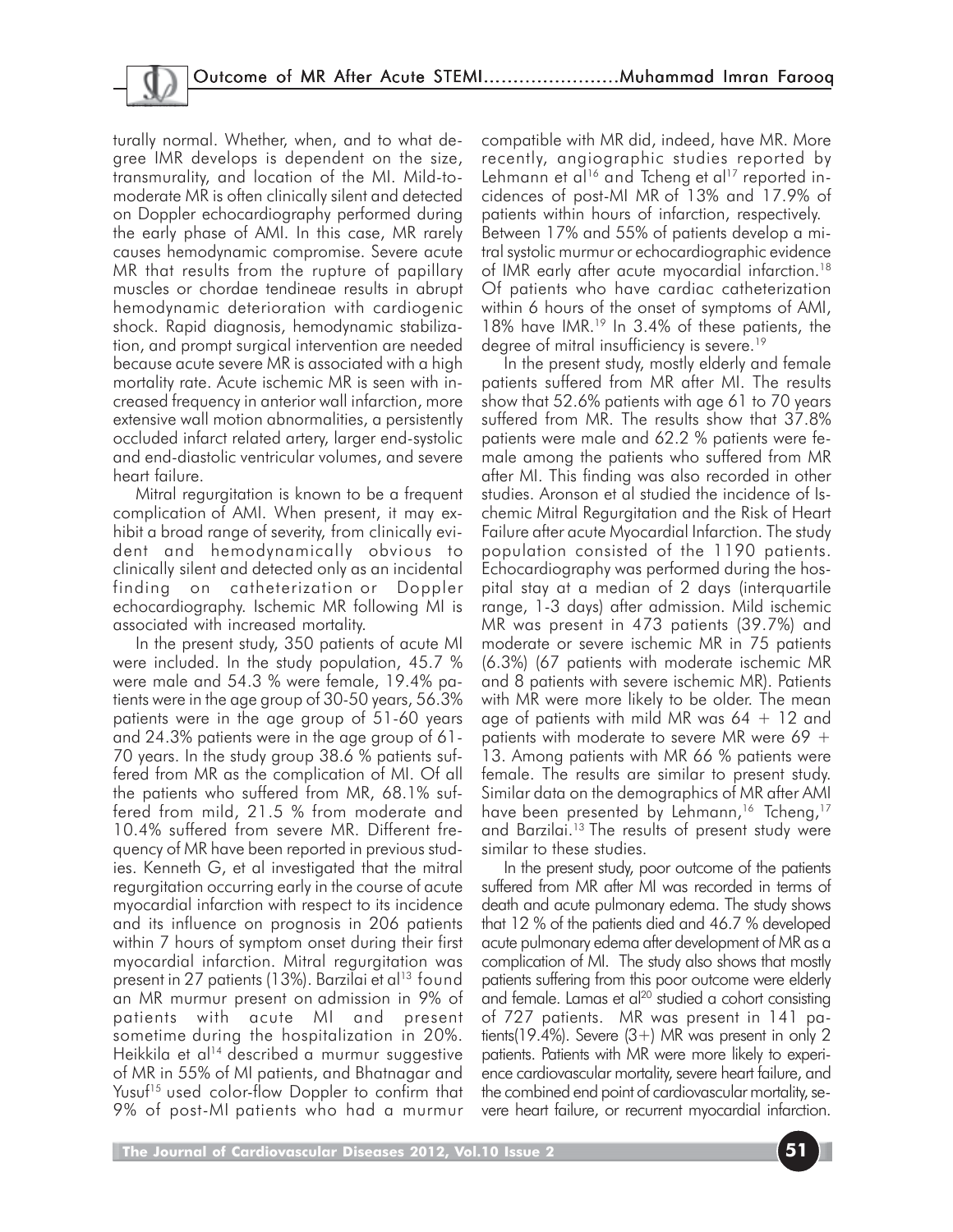turally normal. Whether, when, and to what degree IMR develops is dependent on the size, transmurality, and location of the MI. Mild-to-moderate MR is often clinically silent and detected on Doppler echocardiography performed during the early phase of AMI. In this case, MR rarely causes hemodynamic compromise. Severe acute MR that results from the rupture of papillary muscles or chordae tendineae results in abrupt hemodynamic deterioration with cardiogenic shock. Rapid diagnosis, hemodynamic stabilization, and prompt surgical intervention are needed because acute severe MR is associated with a high mortality rate. Acute ischemic MR is seen with increased frequency in anterior wall infarction, more extensive wall motion abnormalities, a persistently occluded infarct related artery, larger end-systolic and end-diastolic ventricular volumes, and severe heart failure.

Mitral regurgitation is known to be a frequent complication of AMI. When present, it may exhibit a broad range of severity, from clinically evident and hemodynamically obvious to clinically silent and detected only as an incidental finding on catheterization or Doppler echocardiography. Ischemic MR following MI is associated with increased mortality.

In the present study, 350 patients of acute MI were included. In the study population, 45.7 % were male and 54.3 % were female, 19.4% patients were in the age group of 30-50 years, 56.3% patients were in the age group of 51-60 years and 24.3% patients were in the age group of 61-70 years. In the study group 38.6 % patients suffered from MR as the complication of MI. Of all the patients who suffered from MR, 68.1% suffered from mild, 21.5 % from moderate and 10.4% suffered from severe MR. Different frequency of MR have been reported in previous studies. Kenneth G, et al investigated that the mitral regurgitation occurring early in the course of acute myocardial infarction with respect to its incidence and its influence on prognosis in 206 patients within 7 hours of symptom onset during their first myocardial infarction. Mitral regurgitation was present in 27 patients (13%). Barzilai et al[13] found an MR murmur present on admission in 9% of patients with acute MI and present sometime during the hospitalization in 20%. Heikkila et al[14] described a murmur suggestive of MR in 55% of MI patients, and Bhatnagar and Yusuf[15] used color-flow Doppler to confirm that 9% of post-MI patients who had a murmur compatible with MR did, indeed, have MR. More recently, angiographic studies reported by Lehmann et al[16] and Tcheng et al[17] reported incidences of post-MI MR of 13% and 17.9% of patients within hours of infarction, respectively. Between 17% and 55% of patients develop a mitral systolic murmur or echocardiographic evidence of IMR early after acute myocardial infarction.[18] Of patients who have cardiac catheterization within 6 hours of the onset of symptoms of AMI, 18% have IMR.[19] In 3.4% of these patients, the degree of mitral insufficiency is severe.[19]

In the present study, mostly elderly and female patients suffered from MR after MI. The results show that 52.6% patients with age 61 to 70 years suffered from MR. The results show that 37.8% patients were male and 62.2 % patients were female among the patients who suffered from MR after MI. This finding was also recorded in other studies. Aronson et al studied the incidence of Ischemic Mitral Regurgitation and the Risk of Heart Failure after acute Myocardial Infarction. The study population consisted of the 1190 patients. Echocardiography was performed during the hospital stay at a median of 2 days (interquartile range, 1-3 days) after admission. Mild ischemic MR was present in 473 patients (39.7%) and moderate or severe ischemic MR in 75 patients (6.3%) (67 patients with moderate ischemic MR and 8 patients with severe ischemic MR). Patients with MR were more likely to be older. The mean age of patients with mild MR was 64 + 12 and patients with moderate to severe MR were 69 + 13. Among patients with MR 66 % patients were female. The results are similar to present study. Similar data on the demographics of MR after AMI have been presented by Lehmann,[16] Tcheng,[17] and Barzilai.[13] The results of present study were similar to these studies.

In the present study, poor outcome of the patients suffered from MR after MI was recorded in terms of death and acute pulmonary edema. The study shows that 12 % of the patients died and 46.7 % developed acute pulmonary edema after development of MR as a complication of MI. The study also shows that mostly patients suffering from this poor outcome were elderly and female. Lamas et al[20] studied a cohort consisting of 727 patients. MR was present in 141 patients(19.4%). Severe (3+) MR was present in only 2 patients. Patients with MR were more likely to experience cardiovascular mortality, severe heart failure, and the combined end point of cardiovascular mortality, severe heart failure, or recurrent myocardial infarction.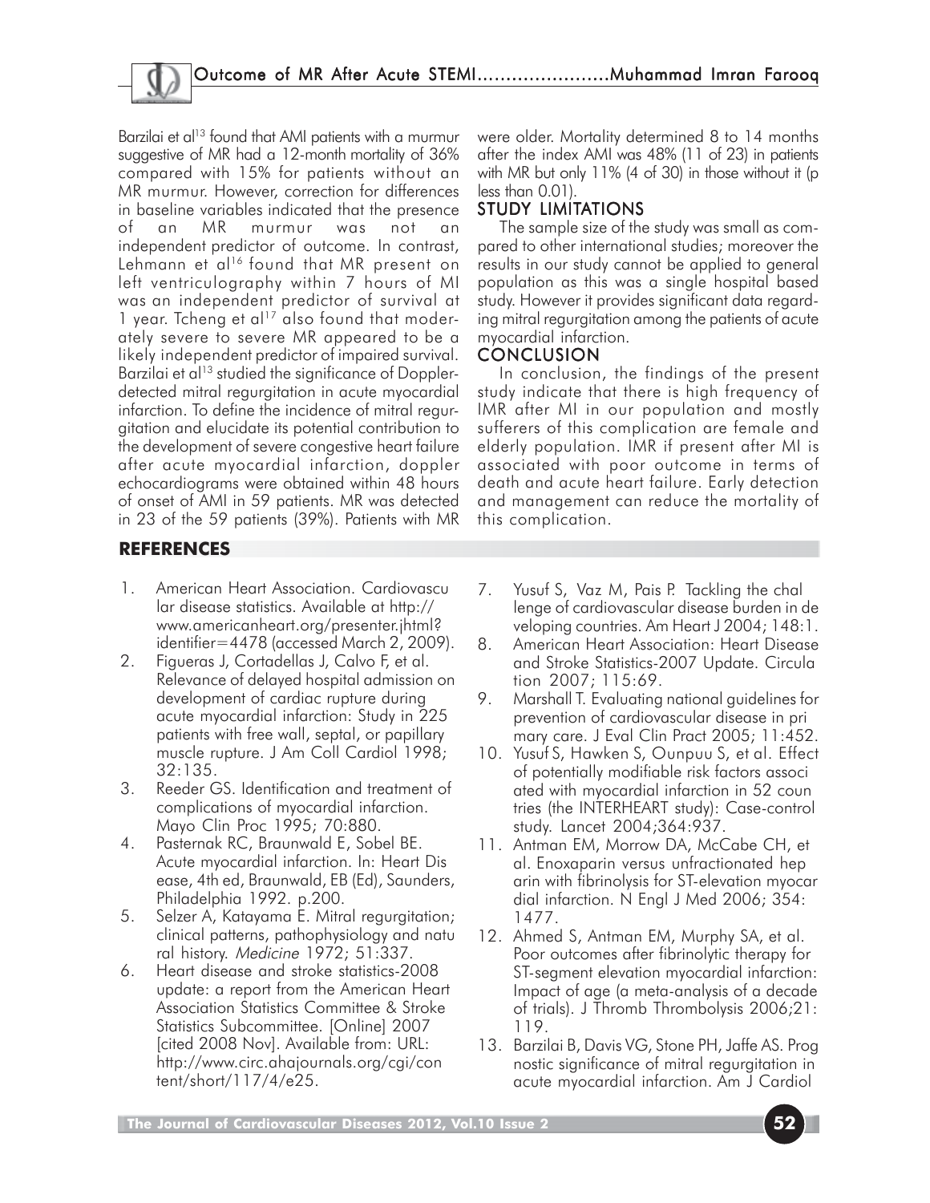Barzilai et al[13] found that AMI patients with a murmur suggestive of MR had a 12-month mortality of 36% compared with 15% for patients without an MR murmur. However, correction for differences in baseline variables indicated that the presence of an MR murmur was not an independent predictor of outcome. In contrast, Lehmann et al[16] found that MR present on left ventriculography within 7 hours of MI was an independent predictor of survival at 1 year. Tcheng et al[17] also found that moderately severe to severe MR appeared to be a likely independent predictor of impaired survival. Barzilai et al[13] studied the significance of Doppler-detected mitral regurgitation in acute myocardial infarction. To define the incidence of mitral regurgitation and elucidate its potential contribution to the development of severe congestive heart failure after acute myocardial infarction, doppler echocardiograms were obtained within 48 hours of onset of AMI in 59 patients. MR was detected in 23 of the 59 patients (39%). Patients with MR were older. Mortality determined 8 to 14 months after the index AMI was 48% (11 of 23) in patients with MR but only 11% (4 of 30) in those without it (p less than 0.01).

## STUDY LIMITATIONS

The sample size of the study was small as compared to other international studies; moreover the results in our study cannot be applied to general population as this was a single hospital based study. However it provides significant data regarding mitral regurgitation among the patients of acute myocardial infarction.

## CONCLUSION

In conclusion, the findings of the present study indicate that there is high frequency of IMR after MI in our population and mostly sufferers of this complication are female and elderly population. IMR if present after MI is associated with poor outcome in terms of death and acute heart failure. Early detection and management can reduce the mortality of this complication.

## REFERENCES

1. American Heart Association. Cardiovascular disease statistics. Available at http://www.americanheart.org/presenter.jhtml?identifier=4478 (accessed March 2, 2009).
2. Figueras J, Cortadellas J, Calvo F, et al. Relevance of delayed hospital admission on development of cardiac rupture during acute myocardial infarction: Study in 225 patients with free wall, septal, or papillary muscle rupture. J Am Coll Cardiol 1998; 32:135.
3. Reeder GS. Identification and treatment of complications of myocardial infarction. Mayo Clin Proc 1995; 70:880.
4. Pasternak RC, Braunwald E, Sobel BE. Acute myocardial infarction. In: Heart Disease, 4th ed, Braunwald, EB (Ed), Saunders, Philadelphia 1992. p.200.
5. Selzer A, Katayama E. Mitral regurgitation; clinical patterns, pathophysiology and natural history. *Medicine* 1972; 51:337.
6. Heart disease and stroke statistics-2008 update: a report from the American Heart Association Statistics Committee & Stroke Statistics Subcommittee. [Online] 2007 [cited 2008 Nov]. Available from: URL: http://www.circ.ahajournals.org/cgi/content/short/117/4/e25.
7. Yusuf S, Vaz M, Pais P. Tackling the challenge of cardiovascular disease burden in developing countries. Am Heart J 2004; 148:1.
8. American Heart Association: Heart Disease and Stroke Statistics-2007 Update. Circulation 2007; 115:69.
9. Marshall T. Evaluating national guidelines for prevention of cardiovascular disease in primary care. J Eval Clin Pract 2005; 11:452.
10. Yusuf S, Hawken S, Ounpuu S, et al. Effect of potentially modifiable risk factors associated with myocardial infarction in 52 countries (the INTERHEART study): Case-control study. Lancet 2004;364:937.
11. Antman EM, Morrow DA, McCabe CH, et al. Enoxaparin versus unfractionated heparin with fibrinolysis for ST-elevation myocardial infarction. N Engl J Med 2006; 354: 1477.
12. Ahmed S, Antman EM, Murphy SA, et al. Poor outcomes after fibrinolytic therapy for ST-segment elevation myocardial infarction: Impact of age (a meta-analysis of a decade of trials). J Thromb Thrombolysis 2006;21: 119.
13. Barzilai B, Davis VG, Stone PH, Jaffe AS. Prognostic significance of mitral regurgitation in acute myocardial infarction. Am J Cardiol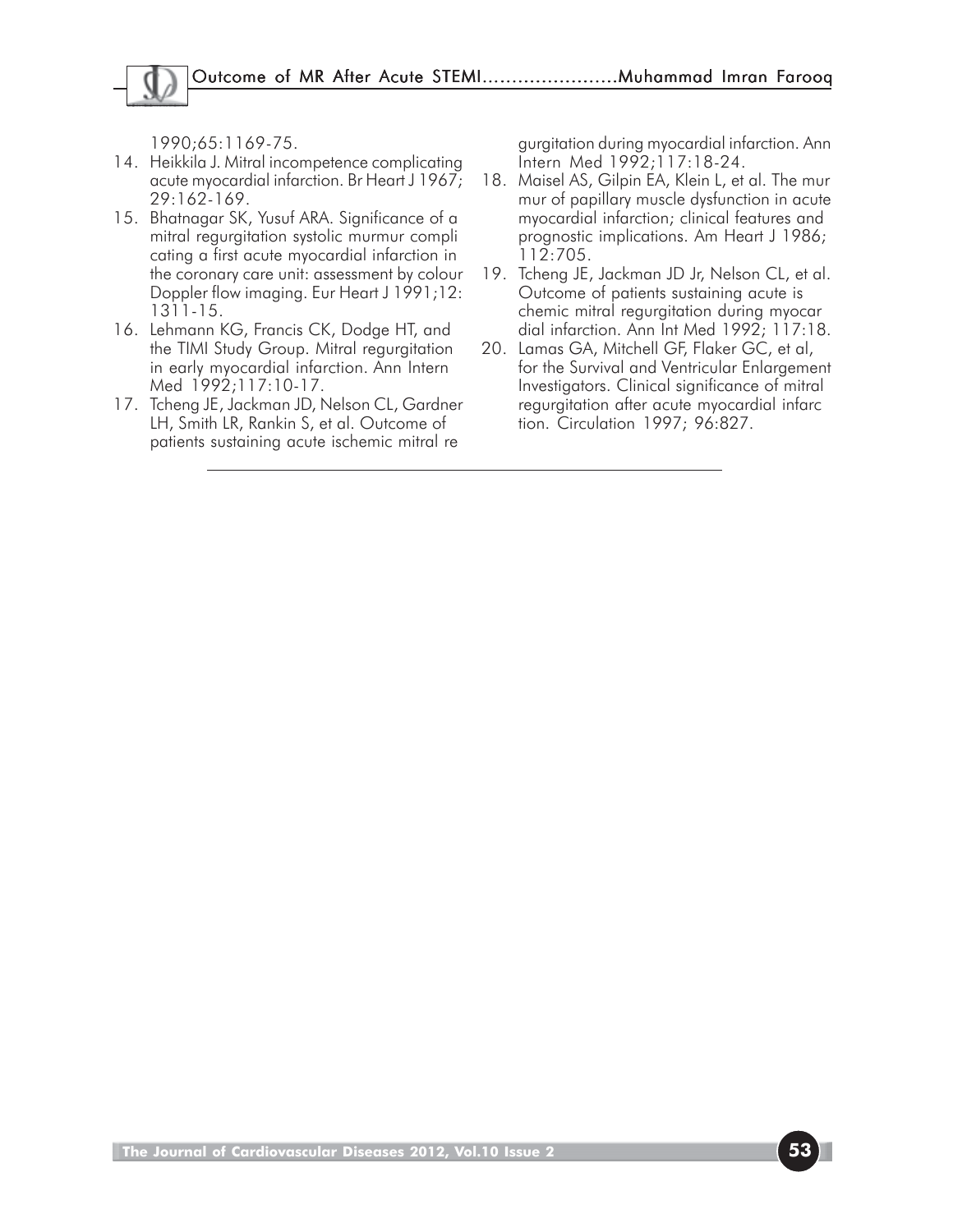1990;65:1169-75.

14. Heikkila J. Mitral incompetence complicating acute myocardial infarction. Br Heart J 1967; 29:162-169.
15. Bhatnagar SK, Yusuf ARA. Significance of a mitral regurgitation systolic murmur compli cating a first acute myocardial infarction in the coronary care unit: assessment by colour Doppler flow imaging. Eur Heart J 1991;12: 1311-15.
16. Lehmann KG, Francis CK, Dodge HT, and the TIMI Study Group. Mitral regurgitation in early myocardial infarction. Ann Intern Med 1992;117:10-17.
17. Tcheng JE, Jackman JD, Nelson CL, Gardner LH, Smith LR, Rankin S, et al. Outcome of patients sustaining acute ischemic mitral re gurgitation during myocardial infarction. Ann Intern Med 1992;117:18-24.
18. Maisel AS, Gilpin EA, Klein L, et al. The mur mur of papillary muscle dysfunction in acute myocardial infarction; clinical features and prognostic implications. Am Heart J 1986; 112:705.
19. Tcheng JE, Jackman JD Jr, Nelson CL, et al. Outcome of patients sustaining acute is chemic mitral regurgitation during myocar dial infarction. Ann Int Med 1992; 117:18.
20. Lamas GA, Mitchell GF, Flaker GC, et al, for the Survival and Ventricular Enlargement Investigators. Clinical significance of mitral regurgitation after acute myocardial infarc tion. Circulation 1997; 96:827.